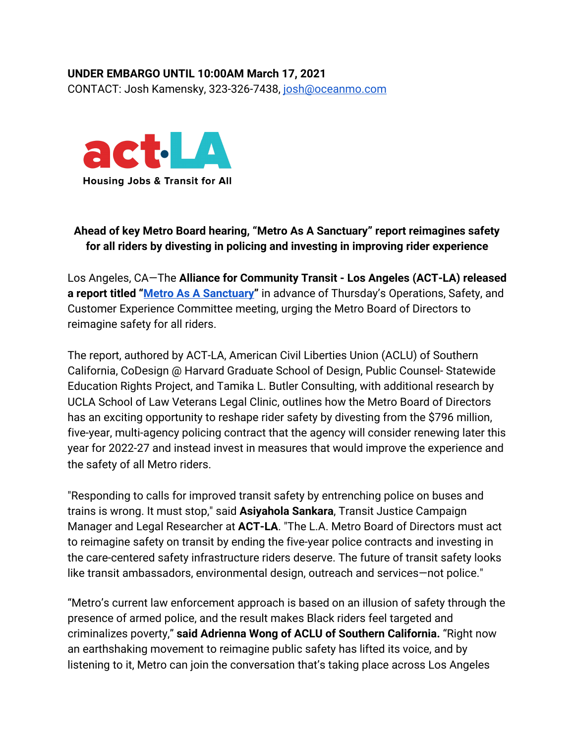**UNDER EMBARGO UNTIL 10:00AM March 17, 2021**
CONTACT: Josh Kamensky, 323-326-7438, josh@oceanmo.com

act·LA
Housing Jobs & Transit for All

**Ahead of key Metro Board hearing, "Metro As A Sanctuary" report reimagines safety for all riders by divesting in policing and investing in improving rider experience**

Los Angeles, CA—The **Alliance for Community Transit - Los Angeles (ACT-LA) released a report titled "Metro As A Sanctuary"** in advance of Thursday's Operations, Safety, and Customer Experience Committee meeting, urging the Metro Board of Directors to reimagine safety for all riders.

The report, authored by ACT-LA, American Civil Liberties Union (ACLU) of Southern California, CoDesign @ Harvard Graduate School of Design, Public Counsel- Statewide Education Rights Project, and Tamika L. Butler Consulting, with additional research by UCLA School of Law Veterans Legal Clinic, outlines how the Metro Board of Directors has an exciting opportunity to reshape rider safety by divesting from the $796 million, five-year, multi-agency policing contract that the agency will consider renewing later this year for 2022-27 and instead invest in measures that would improve the experience and the safety of all Metro riders.

"Responding to calls for improved transit safety by entrenching police on buses and trains is wrong. It must stop," said **Asiyahola Sankara**, Transit Justice Campaign Manager and Legal Researcher at **ACT-LA**. "The L.A. Metro Board of Directors must act to reimagine safety on transit by ending the five-year police contracts and investing in the care-centered safety infrastructure riders deserve. The future of transit safety looks like transit ambassadors, environmental design, outreach and services—not police."

"Metro's current law enforcement approach is based on an illusion of safety through the presence of armed police, and the result makes Black riders feel targeted and criminalizes poverty," **said Adrienna Wong of ACLU of Southern California.** "Right now an earthshaking movement to reimagine public safety has lifted its voice, and by listening to it, Metro can join the conversation that's taking place across Los Angeles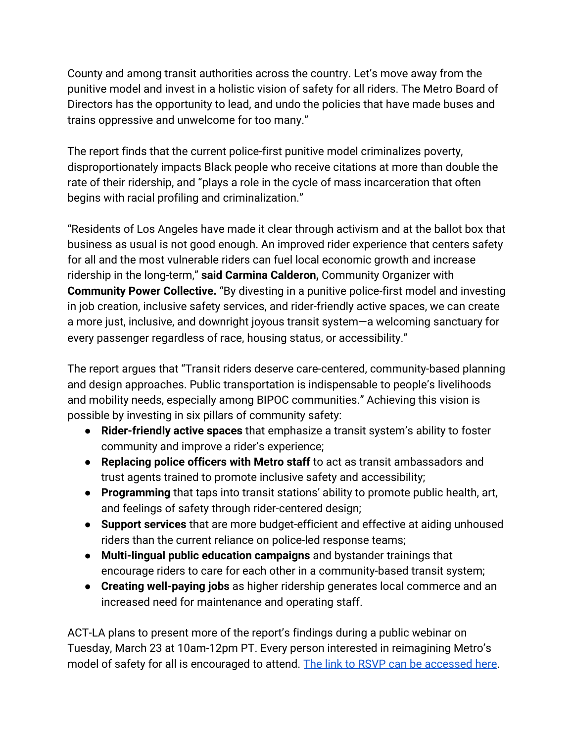County and among transit authorities across the country. Let's move away from the punitive model and invest in a holistic vision of safety for all riders. The Metro Board of Directors has the opportunity to lead, and undo the policies that have made buses and trains oppressive and unwelcome for too many."

The report finds that the current police-first punitive model criminalizes poverty, disproportionately impacts Black people who receive citations at more than double the rate of their ridership, and "plays a role in the cycle of mass incarceration that often begins with racial profiling and criminalization."

"Residents of Los Angeles have made it clear through activism and at the ballot box that business as usual is not good enough. An improved rider experience that centers safety for all and the most vulnerable riders can fuel local economic growth and increase ridership in the long-term," **said Carmina Calderon,** Community Organizer with **Community Power Collective.** "By divesting in a punitive police-first model and investing in job creation, inclusive safety services, and rider-friendly active spaces, we can create a more just, inclusive, and downright joyous transit system—a welcoming sanctuary for every passenger regardless of race, housing status, or accessibility."

The report argues that "Transit riders deserve care-centered, community-based planning and design approaches. Public transportation is indispensable to people's livelihoods and mobility needs, especially among BIPOC communities." Achieving this vision is possible by investing in six pillars of community safety:

- **Rider-friendly active spaces** that emphasize a transit system's ability to foster community and improve a rider's experience;
- **Replacing police officers with Metro staff** to act as transit ambassadors and trust agents trained to promote inclusive safety and accessibility;
- **Programming** that taps into transit stations' ability to promote public health, art, and feelings of safety through rider-centered design;
- **Support services** that are more budget-efficient and effective at aiding unhoused riders than the current reliance on police-led response teams;
- **Multi-lingual public education campaigns** and bystander trainings that encourage riders to care for each other in a community-based transit system;
- **Creating well-paying jobs** as higher ridership generates local commerce and an increased need for maintenance and operating staff.

ACT-LA plans to present more of the report's findings during a public webinar on Tuesday, March 23 at 10am-12pm PT. Every person interested in reimagining Metro's model of safety for all is encouraged to attend. [The link to RSVP can be accessed here](#).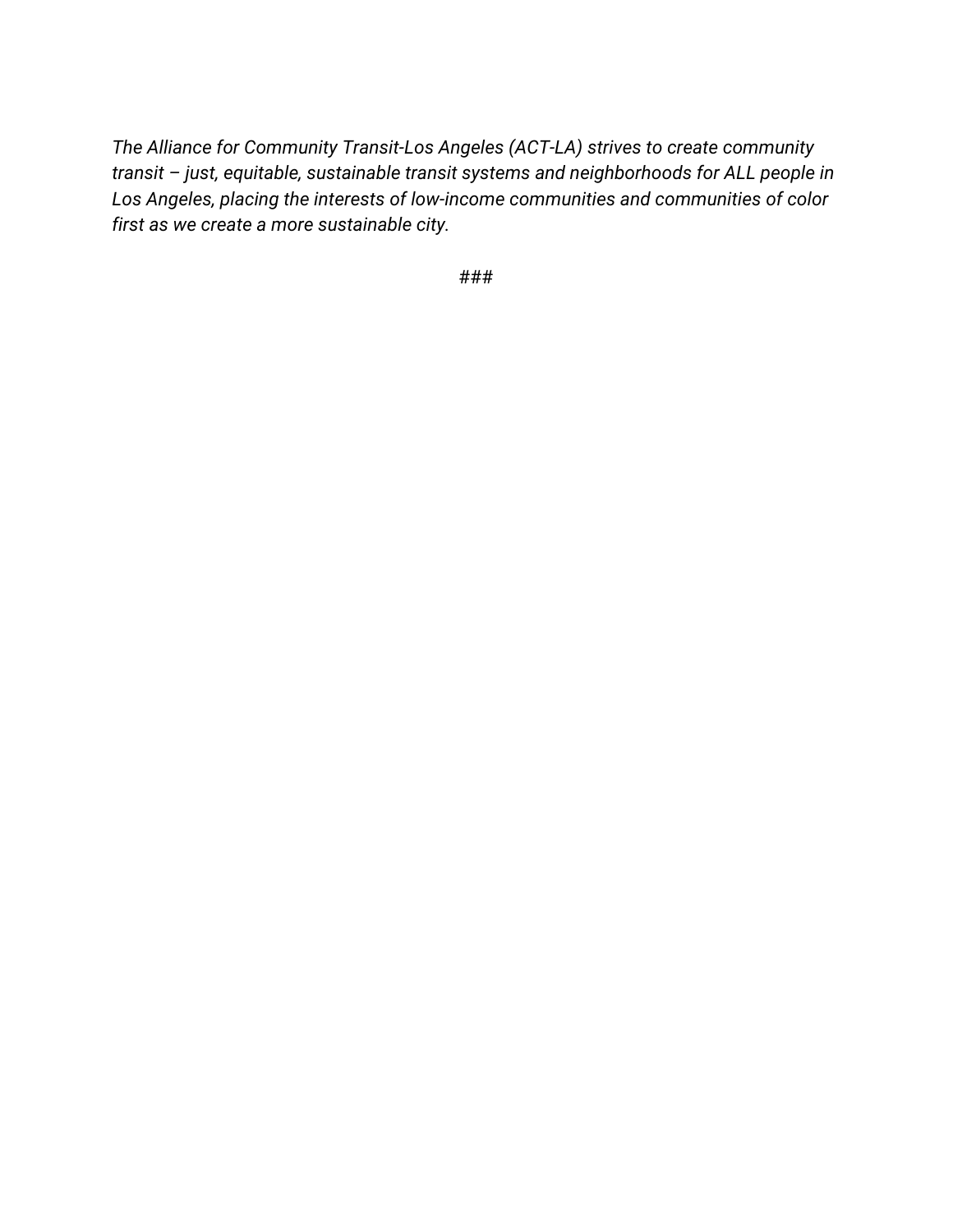*The Alliance for Community Transit-Los Angeles (ACT-LA) strives to create community transit – just, equitable, sustainable transit systems and neighborhoods for ALL people in Los Angeles, placing the interests of low-income communities and communities of color first as we create a more sustainable city.*

###